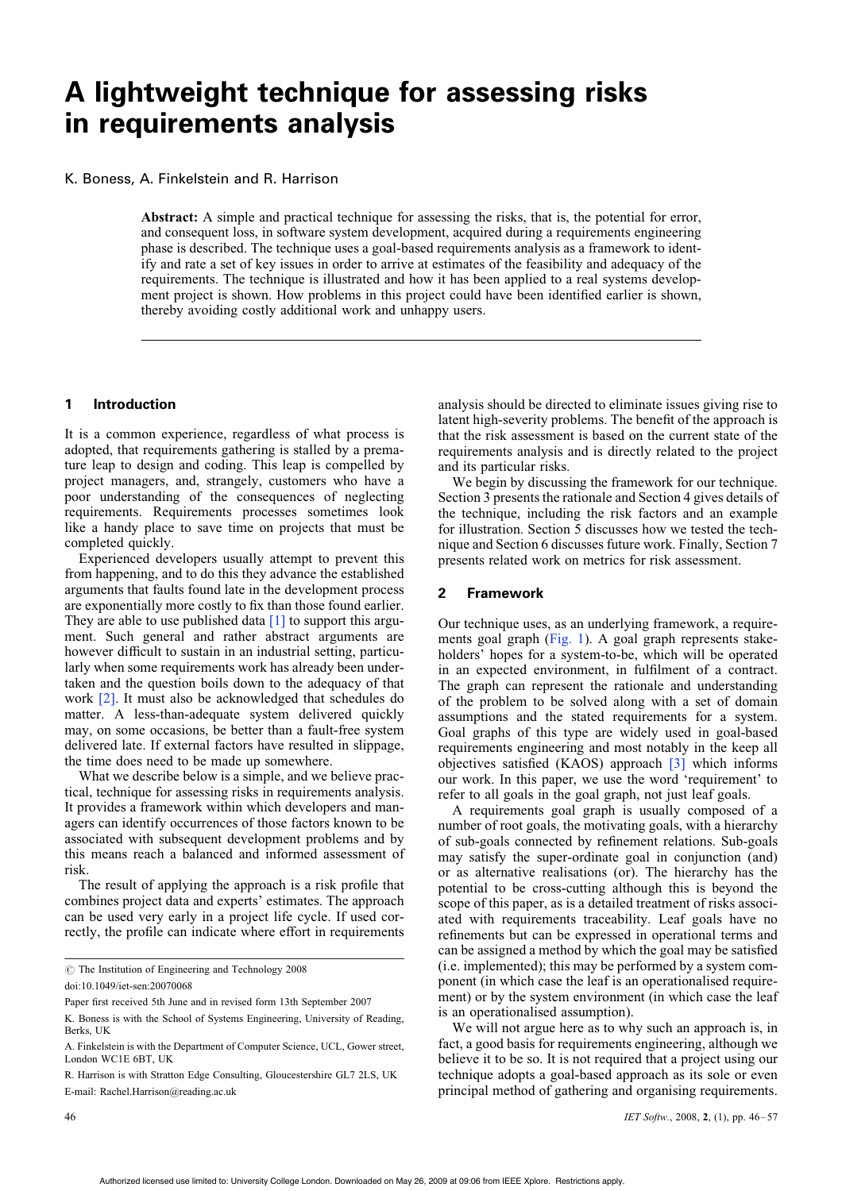# A lightweight technique for assessing risks in requirements analysis

K. Boness, A. Finkelstein and R. Harrison

**Abstract:** A simple and practical technique for assessing the risks, that is, the potential for error, and consequent loss, in software system development, acquired during a requirements engineering phase is described. The technique uses a goal-based requirements analysis as a framework to identify and rate a set of key issues in order to arrive at estimates of the feasibility and adequacy of the requirements. The technique is illustrated and how it has been applied to a real systems development project is shown. How problems in this project could have been identified earlier is shown, thereby avoiding costly additional work and unhappy users.

## 1 Introduction

It is a common experience, regardless of what process is adopted, that requirements gathering is stalled by a premature leap to design and coding. This leap is compelled by project managers, and, strangely, customers who have a poor understanding of the consequences of neglecting requirements. Requirements processes sometimes look like a handy place to save time on projects that must be completed quickly.

Experienced developers usually attempt to prevent this from happening, and to do this they advance the established arguments that faults found late in the development process are exponentially more costly to fix than those found earlier. They are able to use published data [1] to support this argument. Such general and rather abstract arguments are however difficult to sustain in an industrial setting, particularly when some requirements work has already been undertaken and the question boils down to the adequacy of that work [2]. It must also be acknowledged that schedules do matter. A less-than-adequate system delivered quickly may, on some occasions, be better than a fault-free system delivered late. If external factors have resulted in slippage, the time does need to be made up somewhere.

What we describe below is a simple, and we believe practical, technique for assessing risks in requirements analysis. It provides a framework within which developers and managers can identify occurrences of those factors known to be associated with subsequent development problems and by this means reach a balanced and informed assessment of risk.

The result of applying the approach is a risk profile that combines project data and experts' estimates. The approach can be used very early in a project life cycle. If used correctly, the profile can indicate where effort in requirements analysis should be directed to eliminate issues giving rise to latent high-severity problems. The benefit of the approach is that the risk assessment is based on the current state of the requirements analysis and is directly related to the project and its particular risks.

We begin by discussing the framework for our technique. Section 3 presents the rationale and Section 4 gives details of the technique, including the risk factors and an example for illustration. Section 5 discusses how we tested the technique and Section 6 discusses future work. Finally, Section 7 presents related work on metrics for risk assessment.

© The Institution of Engineering and Technology 2008

doi:10.1049/iet-sen:20070068

Paper first received 5th June and in revised form 13th September 2007

K. Boness is with the School of Systems Engineering, University of Reading, Berks, UK

A. Finkelstein is with the Department of Computer Science, UCL, Gower street, London WC1E 6BT, UK

R. Harrison is with Stratton Edge Consulting, Gloucestershire GL7 2LS, UK

E-mail: Rachel.Harrison@reading.ac.uk

## 2 Framework

Our technique uses, as an underlying framework, a requirements goal graph (Fig. 1). A goal graph represents stakeholders' hopes for a system-to-be, which will be operated in an expected environment, in fulfilment of a contract. The graph can represent the rationale and understanding of the problem to be solved along with a set of domain assumptions and the stated requirements for a system. Goal graphs of this type are widely used in goal-based requirements engineering and most notably in the keep all objectives satisfied (KAOS) approach [3] which informs our work. In this paper, we use the word 'requirement' to refer to all goals in the goal graph, not just leaf goals.

A requirements goal graph is usually composed of a number of root goals, the motivating goals, with a hierarchy of sub-goals connected by refinement relations. Sub-goals may satisfy the super-ordinate goal in conjunction (and) or as alternative realisations (or). The hierarchy has the potential to be cross-cutting although this is beyond the scope of this paper, as is a detailed treatment of risks associated with requirements traceability. Leaf goals have no refinements but can be expressed in operational terms and can be assigned a method by which the goal may be satisfied (i.e. implemented); this may be performed by a system component (in which case the leaf is an operationalised requirement) or by the system environment (in which case the leaf is an operationalised assumption).

We will not argue here as to why such an approach is, in fact, a good basis for requirements engineering, although we believe it to be so. It is not required that a project using our technique adopts a goal-based approach as its sole or even principal method of gathering and organising requirements.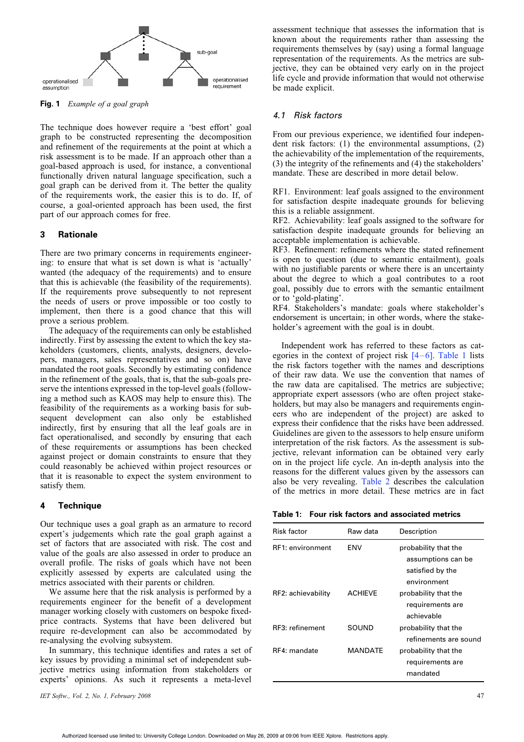sub-goal

operationalised assumption

operationalised requirement

**Fig. 1** *Example of a goal graph*

The technique does however require a 'best effort' goal graph to be constructed representing the decomposition and refinement of the requirements at the point at which a risk assessment is to be made. If an approach other than a goal-based approach is used, for instance, a conventional functionally driven natural language specification, such a goal graph can be derived from it. The better the quality of the requirements work, the easier this is to do. If, of course, a goal-oriented approach has been used, the first part of our approach comes for free.

## 3 Rationale

There are two primary concerns in requirements engineering: to ensure that what is set down is what is 'actually' wanted (the adequacy of the requirements) and to ensure that this is achievable (the feasibility of the requirements). If the requirements prove subsequently to not represent the needs of users or prove impossible or too costly to implement, then there is a good chance that this will prove a serious problem.

The adequacy of the requirements can only be established indirectly. First by assessing the extent to which the key stakeholders (customers, clients, analysts, designers, developers, managers, sales representatives and so on) have mandated the root goals. Secondly by estimating confidence in the refinement of the goals, that is, that the sub-goals preserve the intentions expressed in the top-level goals (following a method such as KAOS may help to ensure this). The feasibility of the requirements as a working basis for subsequent development can also only be established indirectly, first by ensuring that all the leaf goals are in fact operationalised, and secondly by ensuring that each of these requirements or assumptions has been checked against project or domain constraints to ensure that they could reasonably be achieved within project resources or that it is reasonable to expect the system environment to satisfy them.

## 4 Technique

Our technique uses a goal graph as an armature to record expert's judgements which rate the goal graph against a set of factors that are associated with risk. The cost and value of the goals are also assessed in order to produce an overall profile. The risks of goals which have not been explicitly assessed by experts are calculated using the metrics associated with their parents or children.

We assume here that the risk analysis is performed by a requirements engineer for the benefit of a development manager working closely with customers on bespoke fixed-price contracts. Systems that have been delivered but require re-development can also be accommodated by re-analysing the evolving subsystem.

In summary, this technique identifies and rates a set of key issues by providing a minimal set of independent subjective metrics using information from stakeholders or experts' opinions. As such it represents a meta-level assessment technique that assesses the information that is known about the requirements rather than assessing the requirements themselves by (say) using a formal language representation of the requirements. As the metrics are subjective, they can be obtained very early on in the project life cycle and provide information that would not otherwise be made explicit.

### 4.1 Risk factors

From our previous experience, we identified four independent risk factors: (1) the environmental assumptions, (2) the achievability of the implementation of the requirements, (3) the integrity of the refinements and (4) the stakeholders' mandate. These are described in more detail below.

RF1. Environment: leaf goals assigned to the environment for satisfaction despite inadequate grounds for believing this is a reliable assignment.
RF2. Achievability: leaf goals assigned to the software for satisfaction despite inadequate grounds for believing an acceptable implementation is achievable.
RF3. Refinement: refinements where the stated refinement is open to question (due to semantic entailment), goals with no justifiable parents or where there is an uncertainty about the degree to which a goal contributes to a root goal, possibly due to errors with the semantic entailment or to 'gold-plating'.
RF4. Stakeholders's mandate: goals where stakeholder's endorsement is uncertain; in other words, where the stakeholder's agreement with the goal is in doubt.

Independent work has referred to these factors as categories in the context of project risk [4–6]. Table 1 lists the risk factors together with the names and descriptions of their raw data. We use the convention that names of the raw data are capitalised. The metrics are subjective; appropriate expert assessors (who are often project stakeholders, but may also be managers and requirements engineers who are independent of the project) are asked to express their confidence that the risks have been addressed. Guidelines are given to the assessors to help ensure uniform interpretation of the risk factors. As the assessment is subjective, relevant information can be obtained very early on in the project life cycle. An in-depth analysis into the reasons for the different values given by the assessors can also be very revealing. Table 2 describes the calculation of the metrics in more detail. These metrics are in fact

**Table 1: Four risk factors and associated metrics**

| Risk factor | Raw data | Description |
|---|---|---|
| RF1: environment | ENV | probability that the assumptions can be satisfied by the environment |
| RF2: achievability | ACHIEVE | probability that the requirements are achievable |
| RF3: refinement | SOUND | probability that the refinements are sound |
| RF4: mandate | MANDATE | probability that the requirements are mandated |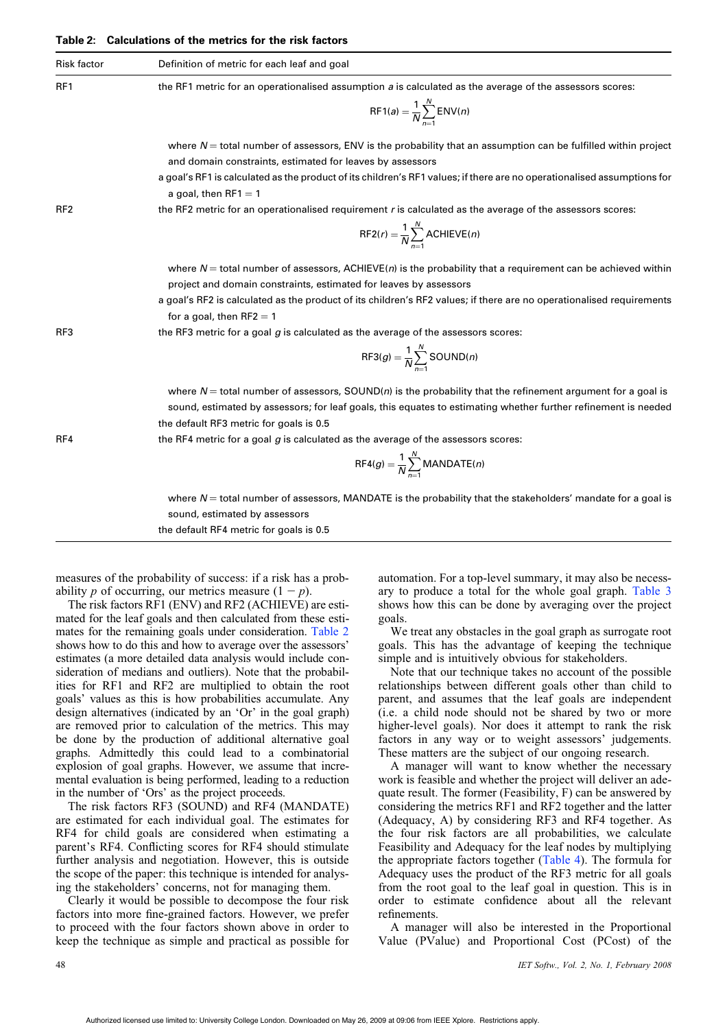**Table 2: Calculations of the metrics for the risk factors**

| Risk factor | Definition of metric for each leaf and goal |
|---|---|
| RF1 | the RF1 metric for an operationalised assumption $a$ is calculated as the average of the assessors scores: $$\text{RF1}(a) = \frac{1}{N}\sum_{n=1}^{N}\text{ENV}(n)$$ where $N$ = total number of assessors, ENV is the probability that an assumption can be fulfilled within project and domain constraints, estimated for leaves by assessors. a goal's RF1 is calculated as the product of its children's RF1 values; if there are no operationalised assumptions for a goal, then RF1 = 1 |
| RF2 | the RF2 metric for an operationalised requirement $r$ is calculated as the average of the assessors scores: $$\text{RF2}(r) = \frac{1}{N}\sum_{n=1}^{N}\text{ACHIEVE}(n)$$ where $N$ = total number of assessors, ACHIEVE($n$) is the probability that a requirement can be achieved within project and domain constraints, estimated for leaves by assessors. a goal's RF2 is calculated as the product of its children's RF2 values; if there are no operationalised requirements for a goal, then RF2 = 1 |
| RF3 | the RF3 metric for a goal $g$ is calculated as the average of the assessors scores: $$\text{RF3}(g) = \frac{1}{N}\sum_{n=1}^{N}\text{SOUND}(n)$$ where $N$ = total number of assessors, SOUND($n$) is the probability that the refinement argument for a goal is sound, estimated by assessors; for leaf goals, this equates to estimating whether further refinement is needed. the default RF3 metric for goals is 0.5 |
| RF4 | the RF4 metric for a goal $g$ is calculated as the average of the assessors scores: $$\text{RF4}(g) = \frac{1}{N}\sum_{n=1}^{N}\text{MANDATE}(n)$$ where $N$ = total number of assessors, MANDATE is the probability that the stakeholders' mandate for a goal is sound, estimated by assessors. the default RF4 metric for goals is 0.5 |

measures of the probability of success: if a risk has a probability $p$ of occurring, our metrics measure $(1 - p)$.

The risk factors RF1 (ENV) and RF2 (ACHIEVE) are estimated for the leaf goals and then calculated from these estimates for the remaining goals under consideration. Table 2 shows how to do this and how to average over the assessors' estimates (a more detailed data analysis would include consideration of medians and outliers). Note that the probabilities for RF1 and RF2 are multiplied to obtain the root goals' values as this is how probabilities accumulate. Any design alternatives (indicated by an 'Or' in the goal graph) are removed prior to calculation of the metrics. This may be done by the production of additional alternative goal graphs. Admittedly this could lead to a combinatorial explosion of goal graphs. However, we assume that incremental evaluation is being performed, leading to a reduction in the number of 'Ors' as the project proceeds.

The risk factors RF3 (SOUND) and RF4 (MANDATE) are estimated for each individual goal. The estimates for RF4 for child goals are considered when estimating a parent's RF4. Conflicting scores for RF4 should stimulate further analysis and negotiation. However, this is outside the scope of the paper: this technique is intended for analysing the stakeholders' concerns, not for managing them.

Clearly it would be possible to decompose the four risk factors into more fine-grained factors. However, we prefer to proceed with the four factors shown above in order to keep the technique as simple and practical as possible for automation. For a top-level summary, it may also be necessary to produce a total for the whole goal graph. Table 3 shows how this can be done by averaging over the project goals.

We treat any obstacles in the goal graph as surrogate root goals. This has the advantage of keeping the technique simple and is intuitively obvious for stakeholders.

Note that our technique takes no account of the possible relationships between different goals other than child to parent, and assumes that the leaf goals are independent (i.e. a child node should not be shared by two or more higher-level goals). Nor does it attempt to rank the risk factors in any way or to weight assessors' judgements. These matters are the subject of our ongoing research.

A manager will want to know whether the necessary work is feasible and whether the project will deliver an adequate result. The former (Feasibility, F) can be answered by considering the metrics RF1 and RF2 together and the latter (Adequacy, A) by considering RF3 and RF4 together. As the four risk factors are all probabilities, we calculate Feasibility and Adequacy for the leaf nodes by multiplying the appropriate factors together (Table 4). The formula for Adequacy uses the product of the RF3 metric for all goals from the root goal to the leaf goal in question. This is in order to estimate confidence about all the relevant refinements.

A manager will also be interested in the Proportional Value (PValue) and Proportional Cost (PCost) of the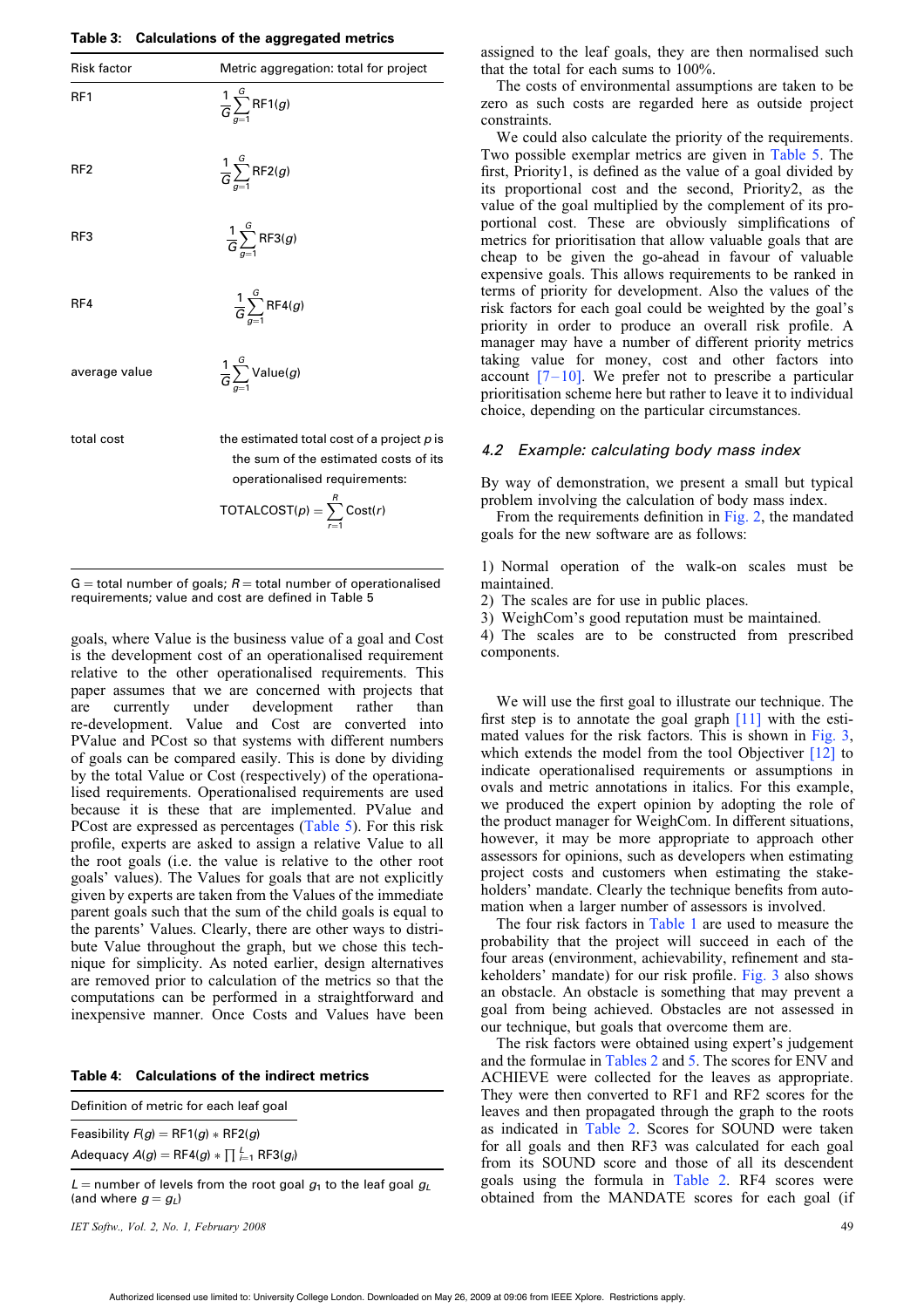**Table 3: Calculations of the aggregated metrics**

| Risk factor | Metric aggregation: total for project |
|---|---|
| RF1 | $\frac{1}{G}\sum_{g=1}^{G}\text{RF1}(g)$ |
| RF2 | $\frac{1}{G}\sum_{g=1}^{G}\text{RF2}(g)$ |
| RF3 | $\frac{1}{G}\sum_{g=1}^{G}\text{RF3}(g)$ |
| RF4 | $\frac{1}{G}\sum_{g=1}^{G}\text{RF4}(g)$ |
| average value | $\frac{1}{G}\sum_{g=1}^{G}\text{Value}(g)$ |
| total cost | the estimated total cost of a project $p$ is the sum of the estimated costs of its operationalised requirements: $\text{TOTALCOST}(p) = \sum_{r=1}^{R}\text{Cost}(r)$ |

G = total number of goals; R = total number of operationalised requirements; value and cost are defined in Table 5

goals, where Value is the business value of a goal and Cost is the development cost of an operationalised requirement relative to the other operationalised requirements. This paper assumes that we are concerned with projects that are currently under development rather than re-development. Value and Cost are converted into PValue and PCost so that systems with different numbers of goals can be compared easily. This is done by dividing by the total Value or Cost (respectively) of the operationalised requirements. Operationalised requirements are used because it is these that are implemented. PValue and PCost are expressed as percentages (Table 5). For this risk profile, experts are asked to assign a relative Value to all the root goals (i.e. the value is relative to the other root goals' values). The Values for goals that are not explicitly given by experts are taken from the Values of the immediate parent goals such that the sum of the child goals is equal to the parents' Values. Clearly, there are other ways to distribute Value throughout the graph, but we chose this technique for simplicity. As noted earlier, design alternatives are removed prior to calculation of the metrics so that the computations can be performed in a straightforward and inexpensive manner. Once Costs and Values have been assigned to the leaf goals, they are then normalised such that the total for each sums to 100%.

**Table 4: Calculations of the indirect metrics**

| Definition of metric for each leaf goal |
|---|
| Feasibility $F(g) = \text{RF1}(g) * \text{RF2}(g)$ |
| Adequacy $A(g) = \text{RF4}(g) * \prod_{i=1}^{L}\text{RF3}(g_i)$ |

$L$ = number of levels from the root goal $g_1$ to the leaf goal $g_L$ (and where $g = g_L$)

The costs of environmental assumptions are taken to be zero as such costs are regarded here as outside project constraints.

We could also calculate the priority of the requirements. Two possible exemplar metrics are given in Table 5. The first, Priority1, is defined as the value of a goal divided by its proportional cost and the second, Priority2, as the value of the goal multiplied by the complement of its proportional cost. These are obviously simplifications of metrics for prioritisation that allow valuable goals that are cheap to be given the go-ahead in favour of valuable expensive goals. This allows requirements to be ranked in terms of priority for development. Also the values of the risk factors for each goal could be weighted by the goal's priority in order to produce an overall risk profile. A manager may have a number of different priority metrics taking value for money, cost and other factors into account [7–10]. We prefer not to prescribe a particular prioritisation scheme here but rather to leave it to individual choice, depending on the particular circumstances.

### 4.2 *Example: calculating body mass index*

By way of demonstration, we present a small but typical problem involving the calculation of body mass index.

From the requirements definition in Fig. 2, the mandated goals for the new software are as follows:

1) Normal operation of the walk-on scales must be maintained.
2) The scales are for use in public places.
3) WeighCom's good reputation must be maintained.
4) The scales are to be constructed from prescribed components.

We will use the first goal to illustrate our technique. The first step is to annotate the goal graph [11] with the estimated values for the risk factors. This is shown in Fig. 3, which extends the model from the tool Objectiver [12] to indicate operationalised requirements or assumptions in ovals and metric annotations in italics. For this example, we produced the expert opinion by adopting the role of the product manager for WeighCom. In different situations, however, it may be more appropriate to approach other assessors for opinions, such as developers when estimating project costs and customers when estimating the stakeholders' mandate. Clearly the technique benefits from automation when a larger number of assessors is involved.

The four risk factors in Table 1 are used to measure the probability that the project will succeed in each of the four areas (environment, achievability, refinement and stakeholders' mandate) for our risk profile. Fig. 3 also shows an obstacle. An obstacle is something that may prevent a goal from being achieved. Obstacles are not assessed in our technique, but goals that overcome them are.

The risk factors were obtained using expert's judgement and the formulae in Tables 2 and 5. The scores for ENV and ACHIEVE were collected for the leaves as appropriate. They were then converted to RF1 and RF2 scores for the leaves and then propagated through the graph to the roots as indicated in Table 2. Scores for SOUND were taken for all goals and then RF3 was calculated for each goal from its SOUND score and those of all its descendent goals using the formula in Table 2. RF4 scores were obtained from the MANDATE scores for each goal (if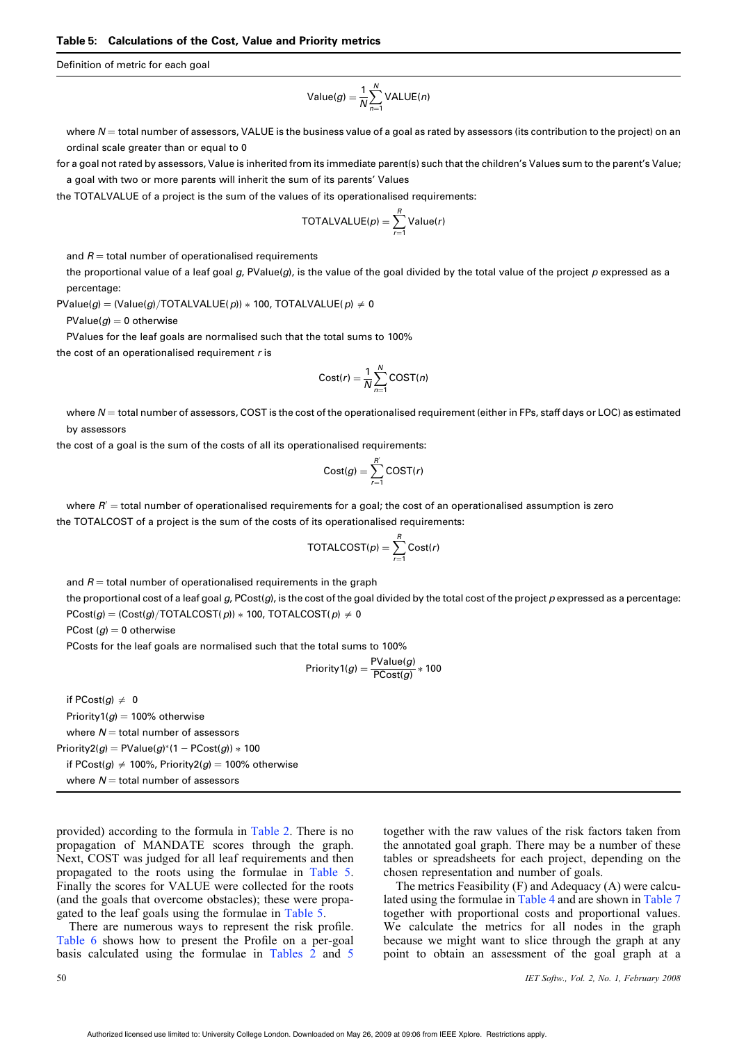**Table 5: Calculations of the Cost, Value and Priority metrics**

Definition of metric for each goal

$$\text{Value}(g) = \frac{1}{N}\sum_{n=1}^{N} \text{VALUE}(n)$$

where $N$ = total number of assessors, VALUE is the business value of a goal as rated by assessors (its contribution to the project) on an ordinal scale greater than or equal to 0

for a goal not rated by assessors, Value is inherited from its immediate parent(s) such that the children's Values sum to the parent's Value; a goal with two or more parents will inherit the sum of its parents' Values

the TOTALVALUE of a project is the sum of the values of its operationalised requirements:

$$\text{TOTALVALUE}(p) = \sum_{r=1}^{R} \text{Value}(r)$$

and $R$ = total number of operationalised requirements

the proportional value of a leaf goal $g$, PValue($g$), is the value of the goal divided by the total value of the project $p$ expressed as a percentage:

$\text{PValue}(g) = (\text{Value}(g)/\text{TOTALVALUE}(p)) * 100$, $\text{TOTALVALUE}(p) \neq 0$

$\text{PValue}(g) = 0$ otherwise

PValues for the leaf goals are normalised such that the total sums to 100%

the cost of an operationalised requirement $r$ is

$$\text{Cost}(r) = \frac{1}{N}\sum_{n=1}^{N} \text{COST}(n)$$

where $N$ = total number of assessors, COST is the cost of the operationalised requirement (either in FPs, staff days or LOC) as estimated by assessors

the cost of a goal is the sum of the costs of all its operationalised requirements:

$$\text{Cost}(g) = \sum_{r=1}^{R'} \text{COST}(r)$$

where $R'$ = total number of operationalised requirements for a goal; the cost of an operationalised assumption is zero

the TOTALCOST of a project is the sum of the costs of its operationalised requirements:

$$\text{TOTALCOST}(p) = \sum_{r=1}^{R} \text{Cost}(r)$$

and $R$ = total number of operationalised requirements in the graph

the proportional cost of a leaf goal $g$, PCost($g$), is the cost of the goal divided by the total cost of the project $p$ expressed as a percentage:

$\text{PCost}(g) = (\text{Cost}(g)/\text{TOTALCOST}(p)) * 100$, $\text{TOTALCOST}(p) \neq 0$

$\text{PCost}(g) = 0$ otherwise

PCosts for the leaf goals are normalised such that the total sums to 100%

$$\text{Priority1}(g) = \frac{\text{PValue}(g)}{\text{PCost}(g)} * 100$$

if $\text{PCost}(g) \neq 0$

$\text{Priority1}(g) = 100\%$ otherwise

where $N$ = total number of assessors

$\text{Priority2}(g) = \text{PValue}(g)^*(1 - \text{PCost}(g)) * 100$

if $\text{PCost}(g) \neq 100\%$, $\text{Priority2}(g) = 100\%$ otherwise

where $N$ = total number of assessors

provided) according to the formula in Table 2. There is no propagation of MANDATE scores through the graph. Next, COST was judged for all leaf requirements and then propagated to the roots using the formulae in Table 5. Finally the scores for VALUE were collected for the roots (and the goals that overcome obstacles); these were propagated to the leaf goals using the formulae in Table 5.

There are numerous ways to represent the risk profile. Table 6 shows how to present the Profile on a per-goal basis calculated using the formulae in Tables 2 and 5 together with the raw values of the risk factors taken from the annotated goal graph. There may be a number of these tables or spreadsheets for each project, depending on the chosen representation and number of goals.

The metrics Feasibility (F) and Adequacy (A) were calculated using the formulae in Table 4 and are shown in Table 7 together with proportional costs and proportional values. We calculate the metrics for all nodes in the graph because we might want to slice through the graph at any point to obtain an assessment of the goal graph at a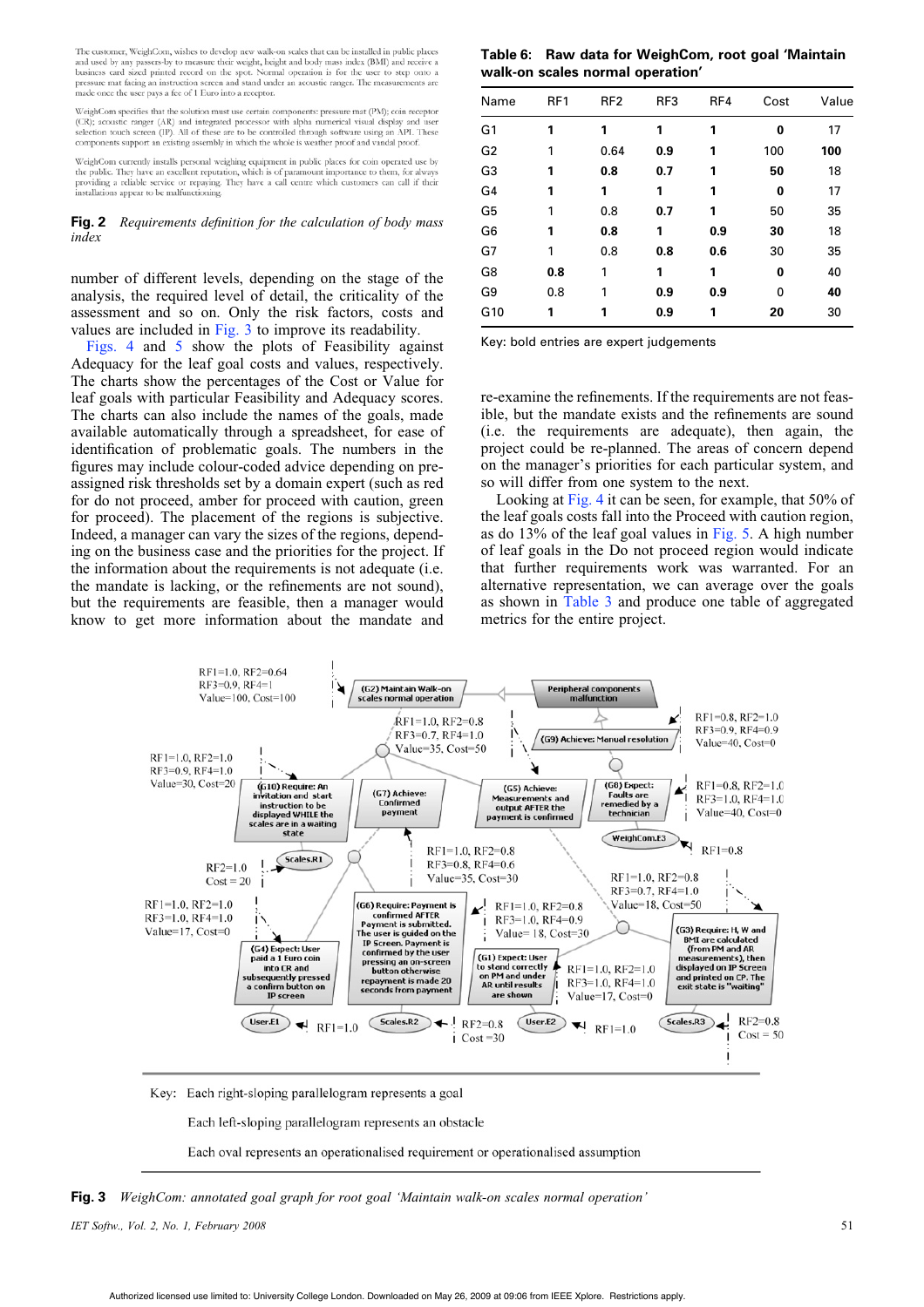The customer, WeighCom, wishes to develop new walk-on scales that can be installed in public places and used by any passers-by to measure their weight, height and body mass index (BMI) and receive a business card sized printed record on the spot. Normal operation is for the user to step onto a pressure mat facing an instruction screen and stand under an acoustic ranger. The measurements are made once the user pays a fee of 1 Euro into a receptor.

WeighCom specifies that the solution must use certain components: pressure mat (PM); coin receptor (CR); acoustic ranger (AR) and integrated processor with alpha numerical visual display and user selection touch screen (IP). All of these are to be controlled through software using an API. These components support an existing assembly in which the whole is weather proof and vandal proof.

WeighCom currently installs personal weighing equipment in public places for coin operated use by the public. They have an excellent reputation, which is of paramount importance to them, for always providing a reliable service or repaying. They have a call centre which customers can call if their installations appear to be malfunctioning.

**Fig. 2** *Requirements definition for the calculation of body mass index*

number of different levels, depending on the stage of the analysis, the required level of detail, the criticality of the assessment and so on. Only the risk factors, costs and values are included in Fig. 3 to improve its readability.

Figs. 4 and 5 show the plots of Feasibility against Adequacy for the leaf goal costs and values, respectively. The charts show the percentages of the Cost or Value for leaf goals with particular Feasibility and Adequacy scores. The charts can also include the names of the goals, made available automatically through a spreadsheet, for ease of identification of problematic goals. The numbers in the figures may include colour-coded advice depending on pre-assigned risk thresholds set by a domain expert (such as red for do not proceed, amber for proceed with caution, green for proceed). The placement of the regions is subjective. Indeed, a manager can vary the sizes of the regions, depending on the business case and the priorities for the project. If the information about the requirements is not adequate (i.e. the mandate is lacking, or the refinements are not sound), but the requirements are feasible, then a manager would know to get more information about the mandate and

**Table 6: Raw data for WeighCom, root goal 'Maintain walk-on scales normal operation'**

| Name | RF1 | RF2 | RF3 | RF4 | Cost | Value |
|---|---|---|---|---|---|---|
| G1 | **1** | **1** | **1** | **1** | **0** | 17 |
| G2 | 1 | 0.64 | **0.9** | **1** | 100 | **100** |
| G3 | **1** | **0.8** | **0.7** | **1** | **50** | 18 |
| G4 | **1** | **1** | **1** | **1** | **0** | 17 |
| G5 | 1 | 0.8 | **0.7** | **1** | 50 | 35 |
| G6 | **1** | **0.8** | **1** | **0.9** | **30** | 18 |
| G7 | 1 | 0.8 | **0.8** | **0.6** | 30 | 35 |
| G8 | **0.8** | 1 | **1** | **1** | **0** | 40 |
| G9 | 0.8 | 1 | **0.9** | **0.9** | 0 | **40** |
| G10 | **1** | **1** | **0.9** | **1** | **20** | 30 |

Key: bold entries are expert judgements

re-examine the refinements. If the requirements are not feasible, but the mandate exists and the refinements are sound (i.e. the requirements are adequate), then again, the project could be re-planned. The areas of concern depend on the manager's priorities for each particular system, and so will differ from one system to the next.

Looking at Fig. 4 it can be seen, for example, that 50% of the leaf goals costs fall into the Proceed with caution region, as do 13% of the leaf goal values in Fig. 5. A high number of leaf goals in the Do not proceed region would indicate that further requirements work was warranted. For an alternative representation, we can average over the goals as shown in Table 3 and produce one table of aggregated metrics for the entire project.

RF1=1.0, RF2=0.64
RF3=0.9, RF4=1
Value=100, Cost=100
(G2) Maintain Walk-on scales normal operation
Peripheral components malfunction
RF1=1.0, RF2=0.8
RF3=0.7, RF4=1.0
Value=35, Cost=50
(G9) Achieve: Manual resolution
RF1=0.8, RF2=1.0
RF3=0.9, RF4=0.9
Value=40, Cost=0
RF1=1.0, RF2=1.0
RF3=0.9, RF4=1.0
Value=30, Cost=20
(G10) Require: An invitation and start instruction to be displayed WHILE the scales are in a waiting state
(G7) Achieve: Confirmed payment
(G5) Achieve: Measurements and output AFTER the payment is confirmed
(G8) Expect: Faults are remedied by a technician
RF1=0.8, RF2=1.0
RF3=1.0, RF4=1.0
Value=40, Cost=0
WeighCom.E3
RF1=0.8
Scales.R1
RF2=1.0
Cost = 20
RF1=1.0, RF2=0.8
RF3=0.8, RF4=0.6
Value=35, Cost=30
RF1=1.0, RF2=0.8
RF3=0.7, RF4=1.0
Value=18, Cost=50
RF1=1.0, RF2=1.0
RF3=1.0, RF4=1.0
Value=17, Cost=0
(G6) Require: Payment is confirmed AFTER Payment is submitted. The user is guided on the IP Screen. Payment is confirmed by the user pressing an on-screen button otherwise repayment is made 20 seconds from payment
RF1=1.0, RF2=0.8
RF3=1.0, RF4=0.9
Value= 18, Cost=30
(G3) Require: H, W and BMI are calculated (from PM and AR measurements), then displayed on IP Screen and printed on CP. The exit state is "waiting"
(G4) Expect: User paid a 1 Euro coin into CR and subsequently pressed a confirm button on IP screen
(G1) Expect: User to stand correctly on PM and under AR until results are shown
RF1=1.0, RF2=1.0
RF3=1.0, RF4=1.0
Value=17, Cost=0
User.E1
RF1=1.0
Scales.R2
RF2=0.8
Cost =30
User.E2
RF1=1.0
Scales.R3
RF2=0.8
Cost = 50

Key: Each right-sloping parallelogram represents a goal

Each left-sloping parallelogram represents an obstacle

Each oval represents an operationalised requirement or operationalised assumption

**Fig. 3** *WeighCom: annotated goal graph for root goal 'Maintain walk-on scales normal operation'*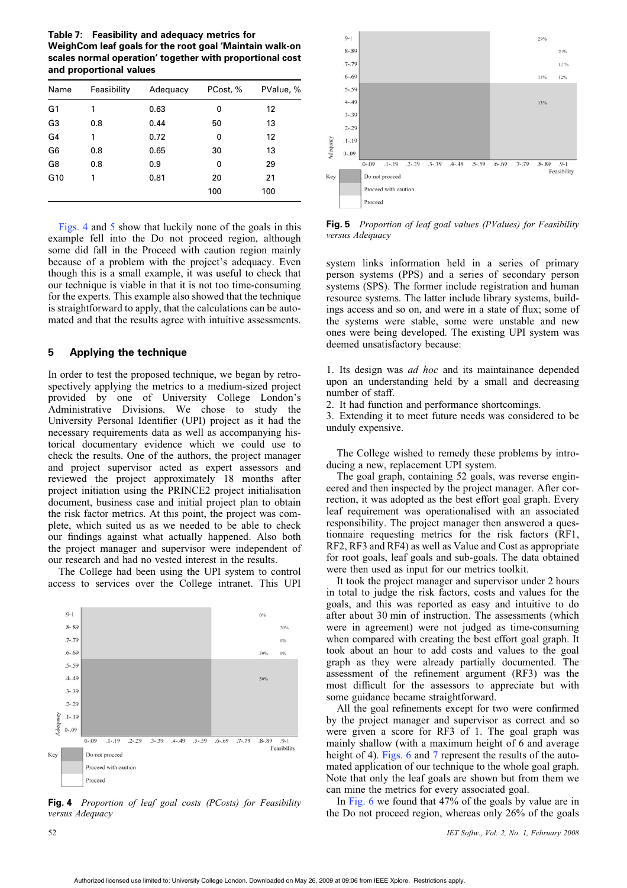**Table 7: Feasibility and adequacy metrics for WeighCom leaf goals for the root goal 'Maintain walk-on scales normal operation' together with proportional cost and proportional values**

| Name | Feasibility | Adequacy | PCost, % | PValue, % |
|---|---|---|---|---|
| G1 | 1 | 0.63 | 0 | 12 |
| G3 | 0.8 | 0.44 | 50 | 13 |
| G4 | 1 | 0.72 | 0 | 12 |
| G6 | 0.8 | 0.65 | 30 | 13 |
| G8 | 0.8 | 0.9 | 0 | 29 |
| G10 | 1 | 0.81 | 20 | 21 |
| | | | 100 | 100 |

Figs. 4 and 5 show that luckily none of the goals in this example fell into the Do not proceed region, although some did fall in the Proceed with caution region mainly because of a problem with the project's adequacy. Even though this is a small example, it was useful to check that our technique is viable in that it is not too time-consuming for the experts. This example also showed that the technique is straightforward to apply, that the calculations can be automated and that the results agree with intuitive assessments.

## 5 Applying the technique

In order to test the proposed technique, we began by retrospectively applying the metrics to a medium-sized project provided by one of University College London's Administrative Divisions. We chose to study the University Personal Identifier (UPI) project as it had the necessary requirements data as well as accompanying historical documentary evidence which we could use to check the results. One of the authors, the project manager and project supervisor acted as expert assessors and reviewed the project approximately 18 months after project initiation using the PRINCE2 project initialisation document, business case and initial project plan to obtain the risk factor metrics. At this point, the project was complete, which suited us as we needed to be able to check our findings against what actually happened. Also both the project manager and supervisor were independent of our research and had no vested interest in the results.

The College had been using the UPI system to control access to services over the College intranet. This UPI system links information held in a series of primary person systems (PPS) and a series of secondary person systems (SPS). The former include registration and human resource systems. The latter include library systems, buildings access and so on, and were in a state of flux; some of the systems were stable, some were unstable and new ones were being developed. The existing UPI system was deemed unsatisfactory because:

1. Its design was *ad hoc* and its maintainance depended upon an understanding held by a small and decreasing number of staff.
2. It had function and performance shortcomings.
3. Extending it to meet future needs was considered to be unduly expensive.

**Fig. 4** *Proportion of leaf goal costs (PCosts) for Feasibility versus Adequacy*

**Fig. 5** *Proportion of leaf goal values (PValues) for Feasibility versus Adequacy*

The College wished to remedy these problems by introducing a new, replacement UPI system.

The goal graph, containing 52 goals, was reverse engineered and then inspected by the project manager. After correction, it was adopted as the best effort goal graph. Every leaf requirement was operationalised with an associated responsibility. The project manager then answered a questionnaire requesting metrics for the risk factors (RF1, RF2, RF3 and RF4) as well as Value and Cost as appropriate for root goals, leaf goals and sub-goals. The data obtained were then used as input for our metrics toolkit.

It took the project manager and supervisor under 2 hours in total to judge the risk factors, costs and values for the goals, and this was reported as easy and intuitive to do after about 30 min of instruction. The assessments (which were in agreement) were not judged as time-consuming when compared with creating the best effort goal graph. It took about an hour to add costs and values to the goal graph as they were already partially documented. The assessment of the refinement argument (RF3) was the most difficult for the assessors to appreciate but with some guidance became straightforward.

All the goal refinements except for two were confirmed by the project manager and supervisor as correct and so were given a score for RF3 of 1. The goal graph was mainly shallow (with a maximum height of 6 and average height of 4). Figs. 6 and 7 represent the results of the automated application of our technique to the whole goal graph. Note that only the leaf goals are shown but from them we can mine the metrics for every associated goal.

In Fig. 6 we found that 47% of the goals by value are in the Do not proceed region, whereas only 26% of the goals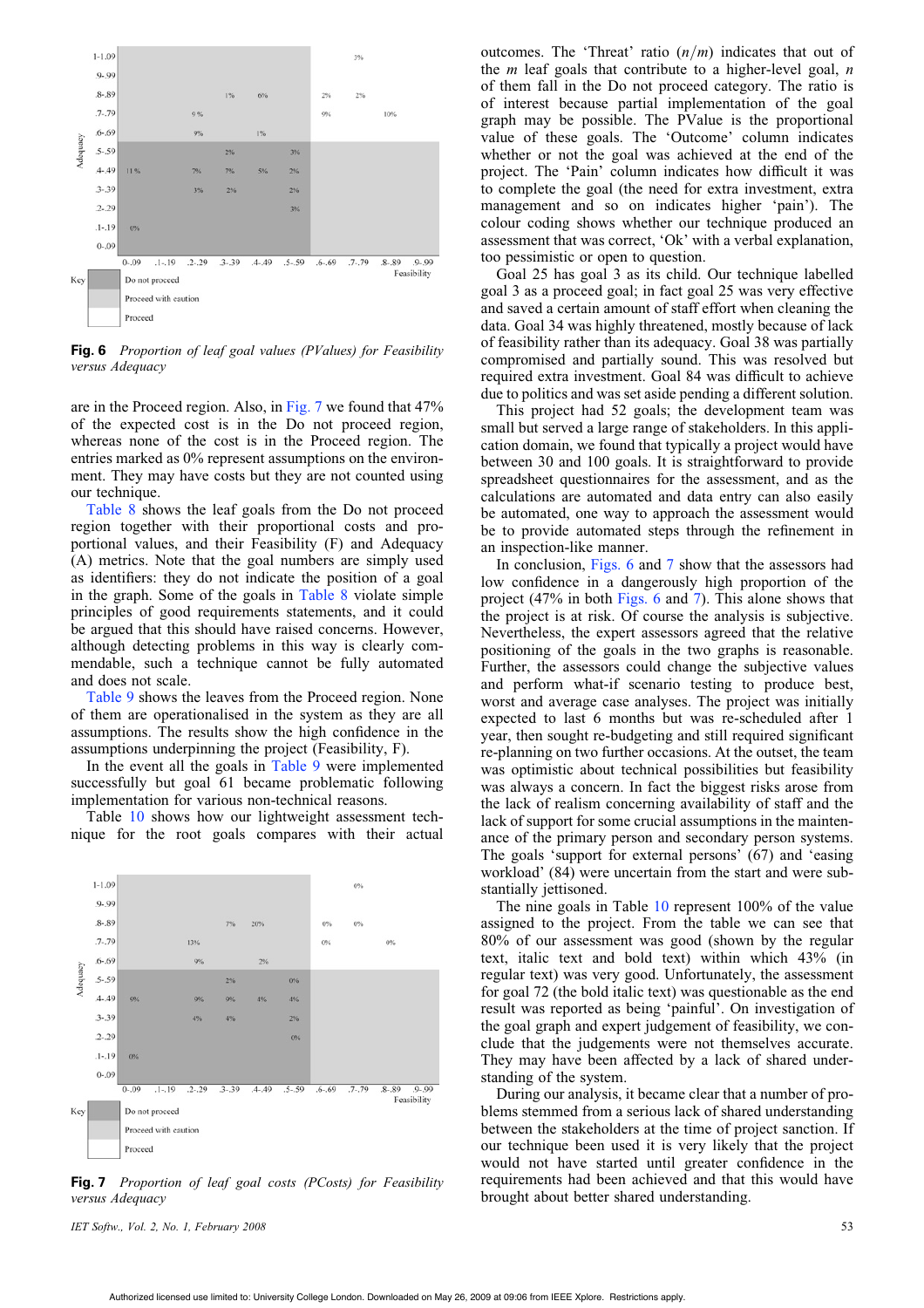**Fig. 6** *Proportion of leaf goal values (PValues) for Feasibility versus Adequacy*

are in the Proceed region. Also, in Fig. 7 we found that 47% of the expected cost is in the Do not proceed region, whereas none of the cost is in the Proceed region. The entries marked as 0% represent assumptions on the environment. They may have costs but they are not counted using our technique.

Table 8 shows the leaf goals from the Do not proceed region together with their proportional costs and proportional values, and their Feasibility (F) and Adequacy (A) metrics. Note that the goal numbers are simply used as identifiers: they do not indicate the position of a goal in the graph. Some of the goals in Table 8 violate simple principles of good requirements statements, and it could be argued that this should have raised concerns. However, although detecting problems in this way is clearly commendable, such a technique cannot be fully automated and does not scale.

Table 9 shows the leaves from the Proceed region. None of them are operationalised in the system as they are all assumptions. The results show the high confidence in the assumptions underpinning the project (Feasibility, F).

In the event all the goals in Table 9 were implemented successfully but goal 61 became problematic following implementation for various non-technical reasons.

Table 10 shows how our lightweight assessment technique for the root goals compares with their actual outcomes. The 'Threat' ratio ($n/m$) indicates that out of the $m$ leaf goals that contribute to a higher-level goal, $n$ of them fall in the Do not proceed category. The ratio is of interest because partial implementation of the goal graph may be possible. The PValue is the proportional value of these goals. The 'Outcome' column indicates whether or not the goal was achieved at the end of the project. The 'Pain' column indicates how difficult it was to complete the goal (the need for extra investment, extra management and so on indicates higher 'pain'). The colour coding shows whether our technique produced an assessment that was correct, 'Ok' with a verbal explanation, too pessimistic or open to question.

**Fig. 7** *Proportion of leaf goal costs (PCosts) for Feasibility versus Adequacy*

Goal 25 has goal 3 as its child. Our technique labelled goal 3 as a proceed goal; in fact goal 25 was very effective and saved a certain amount of staff effort when cleaning the data. Goal 34 was highly threatened, mostly because of lack of feasibility rather than its adequacy. Goal 38 was partially compromised and partially sound. This was resolved but required extra investment. Goal 84 was difficult to achieve due to politics and was set aside pending a different solution.

This project had 52 goals; the development team was small but served a large range of stakeholders. In this application domain, we found that typically a project would have between 30 and 100 goals. It is straightforward to provide spreadsheet questionnaires for the assessment, and as the calculations are automated and data entry can also easily be automated, one way to approach the assessment would be to provide automated steps through the refinement in an inspection-like manner.

In conclusion, Figs. 6 and 7 show that the assessors had low confidence in a dangerously high proportion of the project (47% in both Figs. 6 and 7). This alone shows that the project is at risk. Of course the analysis is subjective. Nevertheless, the expert assessors agreed that the relative positioning of the goals in the two graphs is reasonable. Further, the assessors could change the subjective values and perform what-if scenario testing to produce best, worst and average case analyses. The project was initially expected to last 6 months but was re-scheduled after 1 year, then sought re-budgeting and still required significant re-planning on two further occasions. At the outset, the team was optimistic about technical possibilities but feasibility was always a concern. In fact the biggest risks arose from the lack of realism concerning availability of staff and the lack of support for some crucial assumptions in the maintenance of the primary person and secondary person systems. The goals 'support for external persons' (67) and 'easing workload' (84) were uncertain from the start and were substantially jettisoned.

The nine goals in Table 10 represent 100% of the value assigned to the project. From the table we can see that 80% of our assessment was good (shown by the regular text, italic text and bold text) within which 43% (in regular text) was very good. Unfortunately, the assessment for goal 72 (the bold italic text) was questionable as the end result was reported as being 'painful'. On investigation of the goal graph and expert judgement of feasibility, we conclude that the judgements were not themselves accurate. They may have been affected by a lack of shared understanding of the system.

During our analysis, it became clear that a number of problems stemmed from a serious lack of shared understanding between the stakeholders at the time of project sanction. If our technique been used it is very likely that the project would not have started until greater confidence in the requirements had been achieved and that this would have brought about better shared understanding.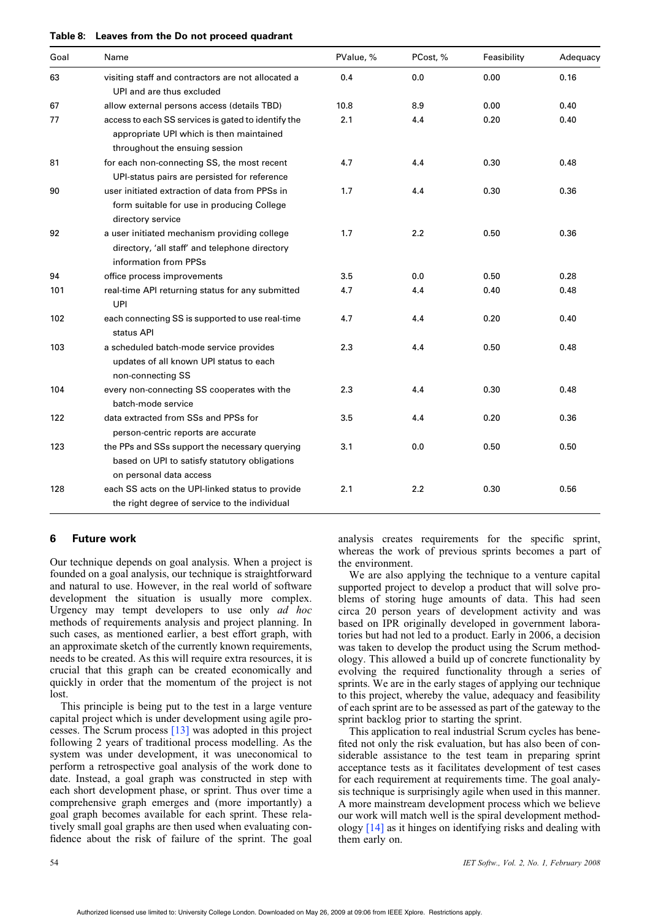**Table 8: Leaves from the Do not proceed quadrant**

| Goal | Name | PValue, % | PCost, % | Feasibility | Adequacy |
|---|---|---|---|---|---|
| 63 | visiting staff and contractors are not allocated a UPI and are thus excluded | 0.4 | 0.0 | 0.00 | 0.16 |
| 67 | allow external persons access (details TBD) | 10.8 | 8.9 | 0.00 | 0.40 |
| 77 | access to each SS services is gated to identify the appropriate UPI which is then maintained throughout the ensuing session | 2.1 | 4.4 | 0.20 | 0.40 |
| 81 | for each non-connecting SS, the most recent UPI-status pairs are persisted for reference | 4.7 | 4.4 | 0.30 | 0.48 |
| 90 | user initiated extraction of data from PPSs in form suitable for use in producing College directory service | 1.7 | 4.4 | 0.30 | 0.36 |
| 92 | a user initiated mechanism providing college directory, 'all staff' and telephone directory information from PPSs | 1.7 | 2.2 | 0.50 | 0.36 |
| 94 | office process improvements | 3.5 | 0.0 | 0.50 | 0.28 |
| 101 | real-time API returning status for any submitted UPI | 4.7 | 4.4 | 0.40 | 0.48 |
| 102 | each connecting SS is supported to use real-time status API | 4.7 | 4.4 | 0.20 | 0.40 |
| 103 | a scheduled batch-mode service provides updates of all known UPI status to each non-connecting SS | 2.3 | 4.4 | 0.50 | 0.48 |
| 104 | every non-connecting SS cooperates with the batch-mode service | 2.3 | 4.4 | 0.30 | 0.48 |
| 122 | data extracted from SSs and PPSs for person-centric reports are accurate | 3.5 | 4.4 | 0.20 | 0.36 |
| 123 | the PPs and SSs support the necessary querying based on UPI to satisfy statutory obligations on personal data access | 3.1 | 0.0 | 0.50 | 0.50 |
| 128 | each SS acts on the UPI-linked status to provide the right degree of service to the individual | 2.1 | 2.2 | 0.30 | 0.56 |

## 6 Future work

Our technique depends on goal analysis. When a project is founded on a goal analysis, our technique is straightforward and natural to use. However, in the real world of software development the situation is usually more complex. Urgency may tempt developers to use only *ad hoc* methods of requirements analysis and project planning. In such cases, as mentioned earlier, a best effort graph, with an approximate sketch of the currently known requirements, needs to be created. As this will require extra resources, it is crucial that this graph can be created economically and quickly in order that the momentum of the project is not lost.

This principle is being put to the test in a large venture capital project which is under development using agile processes. The Scrum process [13] was adopted in this project following 2 years of traditional process modelling. As the system was under development, it was uneconomical to perform a retrospective goal analysis of the work done to date. Instead, a goal graph was constructed in step with each short development phase, or sprint. Thus over time a comprehensive graph emerges and (more importantly) a goal graph becomes available for each sprint. These relatively small goal graphs are then used when evaluating confidence about the risk of failure of the sprint. The goal analysis creates requirements for the specific sprint, whereas the work of previous sprints becomes a part of the environment.

We are also applying the technique to a venture capital supported project to develop a product that will solve problems of storing huge amounts of data. This had seen circa 20 person years of development activity and was based on IPR originally developed in government laboratories but had not led to a product. Early in 2006, a decision was taken to develop the product using the Scrum methodology. This allowed a build up of concrete functionality by evolving the required functionality through a series of sprints. We are in the early stages of applying our technique to this project, whereby the value, adequacy and feasibility of each sprint are to be assessed as part of the gateway to the sprint backlog prior to starting the sprint.

This application to real industrial Scrum cycles has benefited not only the risk evaluation, but has also been of considerable assistance to the test team in preparing sprint acceptance tests as it facilitates development of test cases for each requirement at requirements time. The goal analysis technique is surprisingly agile when used in this manner. A more mainstream development process which we believe our work will match well is the spiral development methodology [14] as it hinges on identifying risks and dealing with them early on.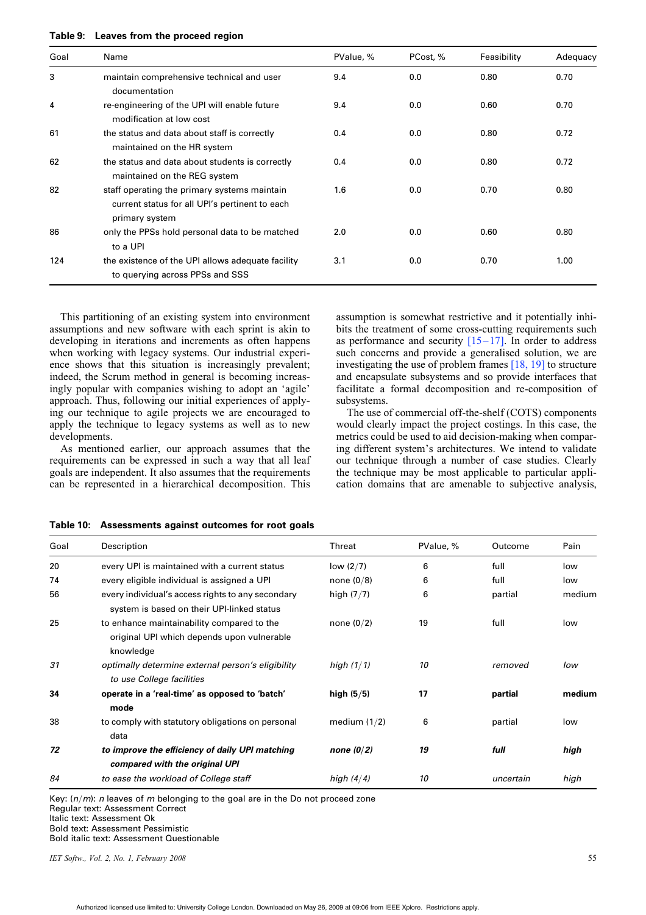**Table 9: Leaves from the proceed region**

| Goal | Name | PValue, % | PCost, % | Feasibility | Adequacy |
|---|---|---|---|---|---|
| 3 | maintain comprehensive technical and user documentation | 9.4 | 0.0 | 0.80 | 0.70 |
| 4 | re-engineering of the UPI will enable future modification at low cost | 9.4 | 0.0 | 0.60 | 0.70 |
| 61 | the status and data about staff is correctly maintained on the HR system | 0.4 | 0.0 | 0.80 | 0.72 |
| 62 | the status and data about students is correctly maintained on the REG system | 0.4 | 0.0 | 0.80 | 0.72 |
| 82 | staff operating the primary systems maintain current status for all UPI's pertinent to each primary system | 1.6 | 0.0 | 0.70 | 0.80 |
| 86 | only the PPSs hold personal data to be matched to a UPI | 2.0 | 0.0 | 0.60 | 0.80 |
| 124 | the existence of the UPI allows adequate facility to querying across PPSs and SSS | 3.1 | 0.0 | 0.70 | 1.00 |

This partitioning of an existing system into environment assumptions and new software with each sprint is akin to developing in iterations and increments as often happens when working with legacy systems. Our industrial experience shows that this situation is increasingly prevalent; indeed, the Scrum method in general is becoming increasingly popular with companies wishing to adopt an 'agile' approach. Thus, following our initial experiences of applying our technique to agile projects we are encouraged to apply the technique to legacy systems as well as to new developments.

As mentioned earlier, our approach assumes that the requirements can be expressed in such a way that all leaf goals are independent. It also assumes that the requirements can be represented in a hierarchical decomposition. This assumption is somewhat restrictive and it potentially inhibits the treatment of some cross-cutting requirements such as performance and security [15–17]. In order to address such concerns and provide a generalised solution, we are investigating the use of problem frames [18, 19] to structure and encapsulate subsystems and so provide interfaces that facilitate a formal decomposition and re-composition of subsystems.

The use of commercial off-the-shelf (COTS) components would clearly impact the project costings. In this case, the metrics could be used to aid decision-making when comparing different system's architectures. We intend to validate our technique through a number of case studies. Clearly the technique may be most applicable to particular application domains that are amenable to subjective analysis,

**Table 10: Assessments against outcomes for root goals**

| Goal | Description | Threat | PValue, % | Outcome | Pain |
|---|---|---|---|---|---|
| 20 | every UPI is maintained with a current status | low (2/7) | 6 | full | low |
| 74 | every eligible individual is assigned a UPI | none (0/8) | 6 | full | low |
| 56 | every individual's access rights to any secondary system is based on their UPI-linked status | high (7/7) | 6 | partial | medium |
| 25 | to enhance maintainability compared to the original UPI which depends upon vulnerable knowledge | none (0/2) | 19 | full | low |
| *31* | *optimally determine external person's eligibility to use College facilities* | *high (1/1)* | *10* | *removed* | *low* |
| **34** | **operate in a 'real-time' as opposed to 'batch' mode** | **high (5/5)** | **17** | **partial** | **medium** |
| 38 | to comply with statutory obligations on personal data | medium (1/2) | 6 | partial | low |
| ***72*** | ***to improve the efficiency of daily UPI matching compared with the original UPI*** | ***none (0/2)*** | ***19*** | ***full*** | ***high*** |
| *84* | *to ease the workload of College staff* | *high (4/4)* | *10* | *uncertain* | *high* |

Key: $(n/m)$: $n$ leaves of $m$ belonging to the goal are in the Do not proceed zone
Regular text: Assessment Correct
*Italic text: Assessment Ok*
**Bold text: Assessment Pessimistic**
***Bold italic text: Assessment Questionable***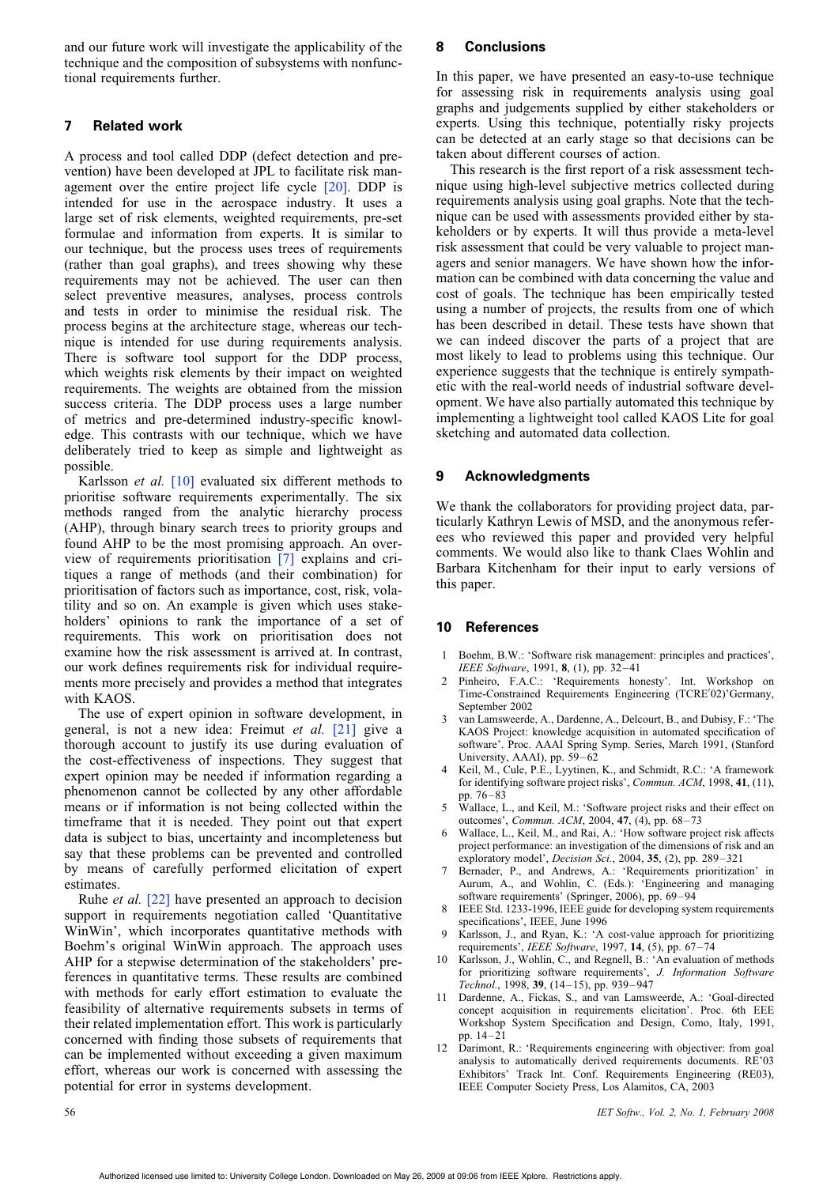and our future work will investigate the applicability of the technique and the composition of subsystems with nonfunctional requirements further.

## 7 Related work

A process and tool called DDP (defect detection and prevention) have been developed at JPL to facilitate risk management over the entire project life cycle [20]. DDP is intended for use in the aerospace industry. It uses a large set of risk elements, weighted requirements, pre-set formulae and information from experts. It is similar to our technique, but the process uses trees of requirements (rather than goal graphs), and trees showing why these requirements may not be achieved. The user can then select preventive measures, analyses, process controls and tests in order to minimise the residual risk. The process begins at the architecture stage, whereas our technique is intended for use during requirements analysis. There is software tool support for the DDP process, which weights risk elements by their impact on weighted requirements. The weights are obtained from the mission success criteria. The DDP process uses a large number of metrics and pre-determined industry-specific knowledge. This contrasts with our technique, which we have deliberately tried to keep as simple and lightweight as possible.

Karlsson *et al.* [10] evaluated six different methods to prioritise software requirements experimentally. The six methods ranged from the analytic hierarchy process (AHP), through binary search trees to priority groups and found AHP to be the most promising approach. An overview of requirements prioritisation [7] explains and critiques a range of methods (and their combination) for prioritisation of factors such as importance, cost, risk, volatility and so on. An example is given which uses stakeholders' opinions to rank the importance of a set of requirements. This work on prioritisation does not examine how the risk assessment is arrived at. In contrast, our work defines requirements risk for individual requirements more precisely and provides a method that integrates with KAOS.

The use of expert opinion in software development, in general, is not a new idea: Freimut *et al.* [21] give a thorough account to justify its use during evaluation of the cost-effectiveness of inspections. They suggest that expert opinion may be needed if information regarding a phenomenon cannot be collected by any other affordable means or if information is not being collected within the timeframe that it is needed. They point out that expert data is subject to bias, uncertainty and incompleteness but say that these problems can be prevented and controlled by means of carefully performed elicitation of expert estimates.

Ruhe *et al.* [22] have presented an approach to decision support in requirements negotiation called 'Quantitative WinWin', which incorporates quantitative methods with Boehm's original WinWin approach. The approach uses AHP for a stepwise determination of the stakeholders' preferences in quantitative terms. These results are combined with methods for early effort estimation to evaluate the feasibility of alternative requirements subsets in terms of their related implementation effort. This work is particularly concerned with finding those subsets of requirements that can be implemented without exceeding a given maximum effort, whereas our work is concerned with assessing the potential for error in systems development.

## 8 Conclusions

In this paper, we have presented an easy-to-use technique for assessing risk in requirements analysis using goal graphs and judgements supplied by either stakeholders or experts. Using this technique, potentially risky projects can be detected at an early stage so that decisions can be taken about different courses of action.

This research is the first report of a risk assessment technique using high-level subjective metrics collected during requirements analysis using goal graphs. Note that the technique can be used with assessments provided either by stakeholders or by experts. It will thus provide a meta-level risk assessment that could be very valuable to project managers and senior managers. We have shown how the information can be combined with data concerning the value and cost of goals. The technique has been empirically tested using a number of projects, the results from one of which has been described in detail. These tests have shown that we can indeed discover the parts of a project that are most likely to lead to problems using this technique. Our experience suggests that the technique is entirely sympathetic with the real-world needs of industrial software development. We have also partially automated this technique by implementing a lightweight tool called KAOS Lite for goal sketching and automated data collection.

## 9 Acknowledgments

We thank the collaborators for providing project data, particularly Kathryn Lewis of MSD, and the anonymous referees who reviewed this paper and provided very helpful comments. We would also like to thank Claes Wohlin and Barbara Kitchenham for their input to early versions of this paper.

## 10 References

1. Boehm, B.W.: 'Software risk management: principles and practices', *IEEE Software*, 1991, **8**, (1), pp. 32–41
2. Pinheiro, F.A.C.: 'Requirements honesty'. Int. Workshop on Time-Constrained Requirements Engineering (TCRE'02)'Germany, September 2002
3. van Lamsweerde, A., Dardenne, A., Delcourt, B., and Dubisy, F.: 'The KAOS Project: knowledge acquisition in automated specification of software'. Proc. AAAI Spring Symp. Series, March 1991, (Stanford University, AAAI), pp. 59–62
4. Keil, M., Cule, P.E., Lyytinen, K., and Schmidt, R.C.: 'A framework for identifying software project risks', *Commun. ACM*, 1998, **41**, (11), pp. 76–83
5. Wallace, L., and Keil, M.: 'Software project risks and their effect on outcomes', *Commun. ACM*, 2004, **47**, (4), pp. 68–73
6. Wallace, L., Keil, M., and Rai, A.: 'How software project risk affects project performance: an investigation of the dimensions of risk and an exploratory model', *Decision Sci.*, 2004, **35**, (2), pp. 289–321
7. Bernader, P., and Andrews, A.: 'Requirements prioritization' in Aurum, A., and Wohlin, C. (Eds.): 'Engineering and managing software requirements' (Springer, 2006), pp. 69–94
8. IEEE Std. 1233-1996, IEEE guide for developing system requirements specifications', IEEE, June 1996
9. Karlsson, J., and Ryan, K.: 'A cost-value approach for prioritizing requirements', *IEEE Software*, 1997, **14**, (5), pp. 67–74
10. Karlsson, J., Wohlin, C., and Regnell, B.: 'An evaluation of methods for prioritizing software requirements', *J. Information Software Technol.*, 1998, **39**, (14–15), pp. 939–947
11. Dardenne, A., Fickas, S., and van Lamsweerde, A.: 'Goal-directed concept acquisition in requirements elicitation'. Proc. 6th EEE Workshop System Specification and Design, Como, Italy, 1991, pp. 14–21
12. Darimont, R.: 'Requirements engineering with objectiver: from goal analysis to automatically derived requirements documents. RE'03 Exhibitors' Track Int. Conf. Requirements Engineering (RE03), IEEE Computer Society Press, Los Alamitos, CA, 2003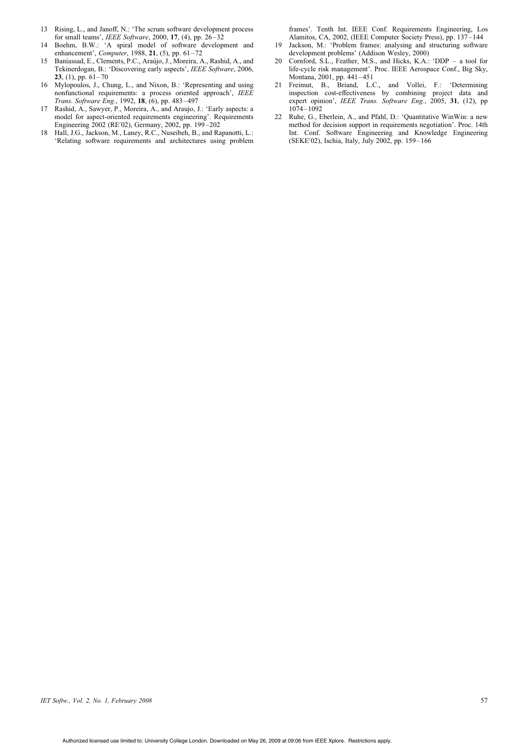13 Rising, L., and Janoff, N.: 'The scrum software development process for small teams', *IEEE Software*, 2000, **17**, (4), pp. 26–32

14 Boehm, B.W.: 'A spiral model of software development and enhancement', *Computer*, 1988, **21**, (5), pp. 61–72

15 Baniassad, E., Clements, P.C., Araújo, J., Moreira, A., Rashid, A., and Tekinerdogan, B.: 'Discovering early aspects', *IEEE Software*, 2006, **23**, (1), pp. 61–70

16 Mylopoulos, J., Chung, L., and Nixon, B.: 'Representing and using nonfunctional requirements: a process oriented approach', *IEEE Trans. Software Eng.*, 1992, **18**, (6), pp. 483–497

17 Rashid, A., Sawyer, P., Moreira, A., and Araujo, J.: 'Early aspects: a model for aspect-oriented requirements engineering'. Requirements Engineering 2002 (RE′02), Germany, 2002, pp. 199–202

18 Hall, J.G., Jackson, M., Laney, R.C., Nuseibeh, B., and Rapanotti, L.: 'Relating software requirements and architectures using problem frames'. Tenth Int. IEEE Conf. Requirements Engineering, Los Alamitos, CA, 2002, (IEEE Computer Society Press), pp. 137–144

19 Jackson, M.: 'Problem frames: analysing and structuring software development problems' (Addison Wesley, 2000)

20 Cornford, S.L., Feather, M.S., and Hicks, K.A.: 'DDP – a tool for life-cycle risk management'. Proc. IEEE Aerospace Conf., Big Sky, Montana, 2001, pp. 441–451

21 Freimut, B., Briand, L.C., and Vollei, F.: 'Determining inspection cost-effectiveness by combining project data and expert opinion', *IEEE Trans. Software Eng.*, 2005, **31**, (12), pp 1074–1092

22 Ruhe, G., Eberlein, A., and Pfahl, D.: 'Quantitative WinWin: a new method for decision support in requirements negotiation'. Proc. 14th Int. Conf. Software Engineering and Knowledge Engineering (SEKE′02), Ischia, Italy, July 2002, pp. 159–166